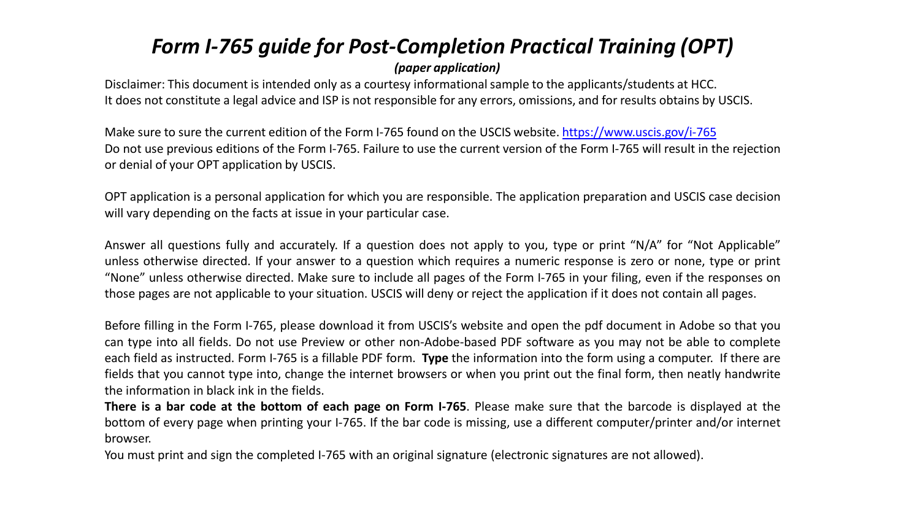# *Form I-765 guide for Post-Completion Practical Training (OPT)*

***(paper application)***

Disclaimer: This document is intended only as a courtesy informational sample to the applicants/students at HCC. It does not constitute a legal advice and ISP is not responsible for any errors, omissions, and for results obtains by USCIS.

Make sure to sure the current edition of the Form I-765 found on the USCIS website. [https://www.uscis.gov/i-765](https://www.uscis.gov/i-765)
Do not use previous editions of the Form I-765. Failure to use the current version of the Form I-765 will result in the rejection or denial of your OPT application by USCIS.

OPT application is a personal application for which you are responsible. The application preparation and USCIS case decision will vary depending on the facts at issue in your particular case.

Answer all questions fully and accurately. If a question does not apply to you, type or print "N/A" for "Not Applicable" unless otherwise directed. If your answer to a question which requires a numeric response is zero or none, type or print "None" unless otherwise directed. Make sure to include all pages of the Form I-765 in your filing, even if the responses on those pages are not applicable to your situation. USCIS will deny or reject the application if it does not contain all pages.

Before filling in the Form I-765, please download it from USCIS's website and open the pdf document in Adobe so that you can type into all fields. Do not use Preview or other non-Adobe-based PDF software as you may not be able to complete each field as instructed. Form I-765 is a fillable PDF form. **Type** the information into the form using a computer. If there are fields that you cannot type into, change the internet browsers or when you print out the final form, then neatly handwrite the information in black ink in the fields.

**There is a bar code at the bottom of each page on Form I-765**. Please make sure that the barcode is displayed at the bottom of every page when printing your I-765. If the bar code is missing, use a different computer/printer and/or internet browser.

You must print and sign the completed I-765 with an original signature (electronic signatures are not allowed).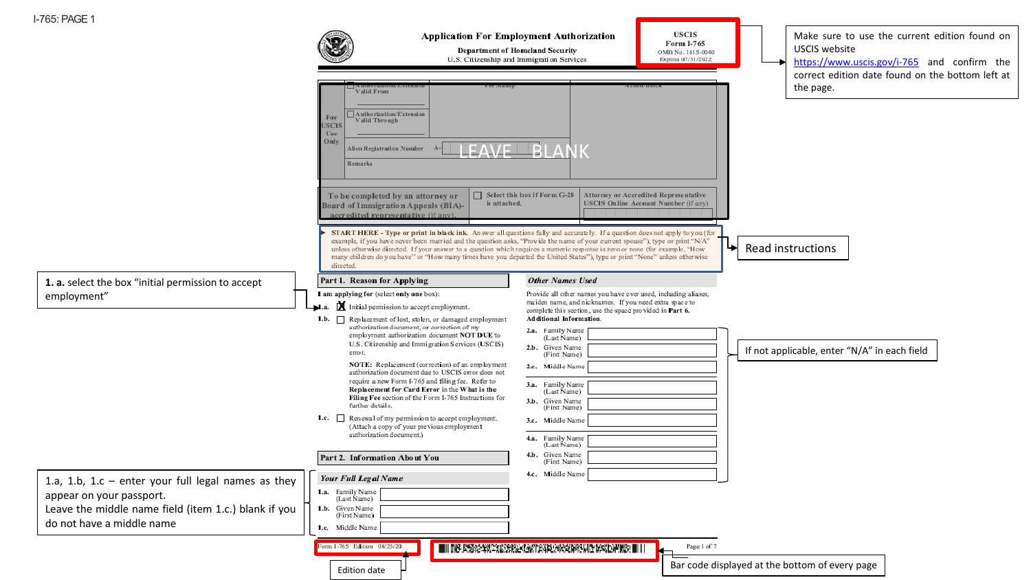I-765: PAGE 1

# Application For Employment Authorization

**Department of Homeland Security**
U.S. Citizenship and Immigration Services

**USCIS**
**Form I-765**
OMB No. 1615-0040
Expires 07/31/2022

> Make sure to use the current edition found on USCIS website https://www.uscis.gov/i-765 and confirm the correct edition date found on the bottom left at the page.

| For USCIS Use Only | Authorization/Extension Valid From | Fee Stamp | Action Block |
|---|---|---|---|
| | Authorization/Extension Valid Through | | |
| | Alien Registration Number A- | | |
| | Remarks | | |

LEAVE BLANK

| To be completed by an attorney or Board of Immigration Appeals (BIA)-accredited representative (if any). | Select this box if Form G-28 is attached. | Attorney or Accredited Representative USCIS Online Account Number (if any) |
|---|---|---|

**START HERE - Type or print in black ink.** Answer all questions fully and accurately. If a question does not apply to you (for example, if you have never been married and the question asks, "Provide the name of your current spouse"), type or print "N/A" unless otherwise directed. If you answer to a question which requires a numeric response is zero or none (for example, "How many children do you have" or "How many times have you departed the United States"), type or print "None" unless otherwise directed.

> Read instructions

## Part 1. Reason for Applying

I am applying for (select **only one** box):

> **1. a.** select the box "initial permission to accept employment"

**1.a.** [X] Initial permission to accept employment.

**1.b.** [ ] Replacement of lost, stolen, or damaged employment authorization document, or correction of my employment authorization document **NOT DUE** to U.S. Citizenship and Immigration Services (USCIS) error.

**NOTE:** Replacement (correction) of an employment authorization document due to USCIS error does not require a new Form I-765 and filing fee. Refer to **Replacement for Card Error** in the **What is the Filing Fee** section of the Form I-765 Instructions for further details.

**1.c.** [ ] Renewal of my permission to accept employment. (Attach a copy of your previous employment authorization document.)

## Part 2. Information About You

*Your Full Legal Name*

> 1.a, 1.b, 1.c – enter your full legal names as they appear on your passport.
> Leave the middle name field (item 1.c.) blank if you do not have a middle name

**1.a.** Family Name (Last Name) ______

**1.b.** Given Name (First Name) ______

**1.c.** Middle Name ______

*Other Names Used*

Provide all other names you have ever used, including aliases, maiden name, and nicknames. If you need extra space to complete this section, use the space provided in **Part 6. Additional Information**.

> If not applicable, enter "N/A" in each field

**2.a.** Family Name (Last Name) ______

**2.b.** Given Name (First Name) ______

**2.c.** Middle Name ______

**3.a.** Family Name (Last Name) ______

**3.b.** Given Name (First Name) ______

**3.c.** Middle Name ______

**4.a.** Family Name (Last Name) ______

**4.b.** Given Name (First Name) ______

**4.c.** Middle Name ______

Form I-765 Edition 08/25/20

> Edition date

> Bar code displayed at the bottom of every page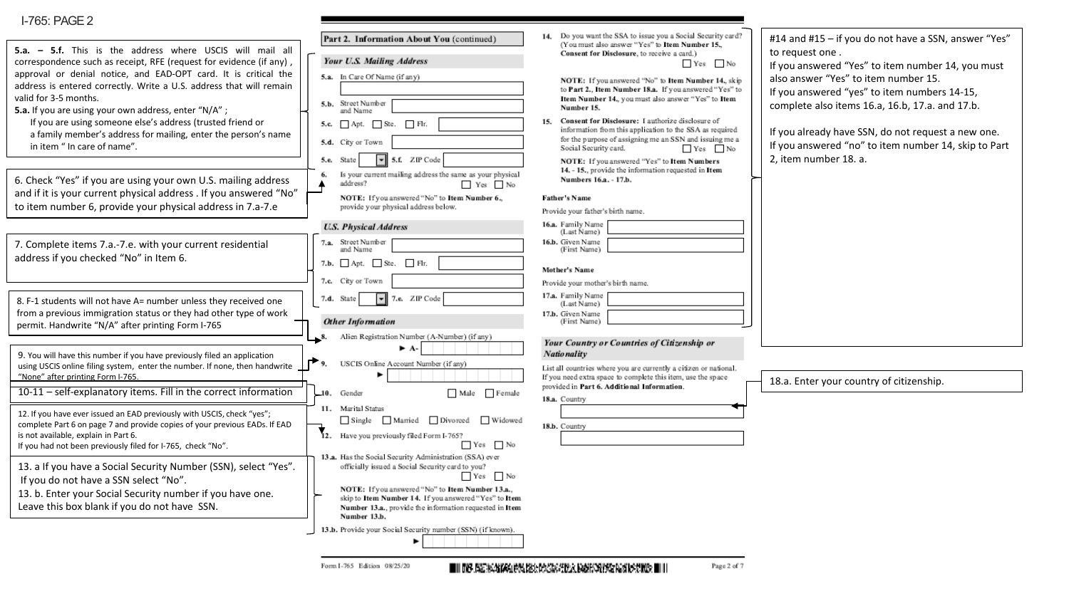# I-765: PAGE 2

**5.a. – 5.f.** This is the address where USCIS will mail all correspondence such as receipt, RFE (request for evidence (if any) , approval or denial notice, and EAD-OPT card. It is critical the address is entered correctly. Write a U.S. address that will remain valid for 3-5 months.

**5.a.** If you are using your own address, enter "N/A" ;
If you are using someone else's address (trusted friend or a family member's address for mailing, enter the person's name in item " In care of name".

6. Check "Yes" if you are using your own U.S. mailing address and if it is your current physical address . If you answered "No" to item number 6, provide your physical address in 7.a-7.e

7. Complete items 7.a.-7.e. with your current residential address if you checked "No" in Item 6.

8. F-1 students will not have A= number unless they received one from a previous immigration status or they had other type of work permit. Handwrite "N/A" after printing Form I-765

9. You will have this number if you have previously filed an application using USCIS online filing system, enter the number. If none, then handwrite "None" after printing Form I-765.

10-11 – self-explanatory items. Fill in the correct information

12. If you have ever issued an EAD previously with USCIS, check "yes"; complete Part 6 on page 7 and provide copies of your previous EADs. If EAD is not available, explain in Part 6.
If you had not been previously filed for I-765, check "No".

13. a If you have a Social Security Number (SSN), select "Yes". If you do not have a SSN select "No".
13. b. Enter your Social Security number if you have one. Leave this box blank if you do not have SSN.

**Part 2. Information About You** (continued)

*Your U.S. Mailing Address*

5.a. In Care Of Name (if any)

5.b. Street Number and Name

5.c. ☐ Apt. ☐ Ste. ☐ Flr.

5.d. City or Town

5.e. State 5.f. ZIP Code

6. Is your current mailing address the same as your physical address? ☐ Yes ☐ No

NOTE: If you answered "No" to Item Number 6., provide your physical address below.

*U.S. Physical Address*

7.a. Street Number and Name

7.b. ☐ Apt. ☐ Ste. ☐ Flr.

7.c. City or Town

7.d. State 7.e. ZIP Code

*Other Information*

8. Alien Registration Number (A-Number) (if any) ► A-

9. USCIS Online Account Number (if any) ►

10. Gender ☐ Male ☐ Female

11. Marital Status
☐ Single ☐ Married ☐ Divorced ☐ Widowed

12. Have you previously filed Form I-765? ☐ Yes ☐ No

13.a. Has the Social Security Administration (SSA) ever officially issued a Social Security card to you? ☐ Yes ☐ No

NOTE: If you answered "No" to Item Number 13.a., skip to Item Number 14. If you answered "Yes" to Item Number 13.a., provide the information requested in Item Number 13.b.

13.b. Provide your Social Security number (SSN) (if known). ►

14. Do you want the SSA to issue you a Social Security card? (You must also answer "Yes" to Item Number 15., Consent for Disclosure, to receive a card.) ☐ Yes ☐ No

NOTE: If you answered "No" to Item Number 14., skip to Part 2., Item Number 18.a. If you answered "Yes" to Item Number 14., you must also answer "Yes" to Item Number 15.

15. Consent for Disclosure: I authorize disclosure of information from this application to the SSA as required for the purpose of assigning me an SSN and issuing me a Social Security card. ☐ Yes ☐ No

NOTE: If you answered "Yes" to Item Numbers 14. - 15., provide the information requested in Item Numbers 16.a. - 17.b.

**Father's Name**

Provide your father's birth name.

16.a. Family Name (Last Name)

16.b. Given Name (First Name)

**Mother's Name**

Provide your mother's birth name.

17.a. Family Name (Last Name)

17.b. Given Name (First Name)

*Your Country or Countries of Citizenship or Nationality*

List all countries where you are currently a citizen or national. If you need extra space to complete this item, use the space provided in Part 6. Additional Information.

18.a. Country

18.b. Country

Form I-765 Edition 08/25/20

#14 and #15 – if you do not have a SSN, answer "Yes" to request one .
If you answered "Yes" to item number 14, you must also answer "Yes" to item number 15.
If you answered "yes" to item numbers 14-15, complete also items 16.a, 16.b, 17.a. and 17.b.

If you already have SSN, do not request a new one.
If you answered "no" to item number 14, skip to Part 2, item number 18. a.

18.a. Enter your country of citizenship.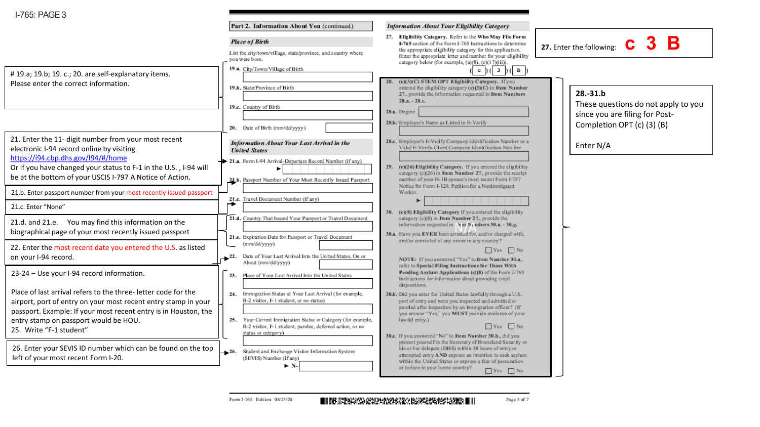I-765: PAGE 3

# 19.a; 19.b; 19. c.; 20. are self-explanatory items.
Please enter the correct information.

21. Enter the 11- digit number from your most recent electronic I-94 record online by visiting https://i94.cbp.dhs.gov/I94/#/home
Or if you have changed your status to F-1 in the U.S. , I-94 will be at the bottom of your USCIS I-797 A Notice of Action.

21.b. Enter passport number from your most recently issued passport

21.c. Enter "None"

21.d. and 21.e. You may find this information on the biographical page of your most recently issued passport

22. Enter the most recent date you entered the U.S. as listed on your I-94 record.

23-24 – Use your I-94 record information.

Place of last arrival refers to the three- letter code for the airport, port of entry on your most recent entry stamp in your passport. Example: If your most recent entry is in Houston, the entry stamp on passport would be HOU.
25. Write "F-1 student"

26. Enter your SEVIS ID number which can be found on the top left of your most recent Form I-20.

**Part 2. Information About You** (continued)

*Place of Birth*

List the city/town/village, state/province, and country where you were born.

**19.a.** City/Town/Village of Birth

**19.b.** State/Province of Birth

**19.c.** Country of Birth

**20.** Date of Birth (mm/dd/yyyy)

*Information About Your Last Arrival in the United States*

**21.a.** Form I-94 Arrival-Departure Record Number (if any) ►

**21.b.** Passport Number of Your Most Recently Issued Passport

**21.c.** Travel Document Number (if any)

**21.d.** Country That Issued Your Passport or Travel Document

**21.e.** Expiration Date for Passport or Travel Document (mm/dd/yyyy)

**22.** Date of Your Last Arrival Into the United States, On or About (mm/dd/yyyy)

**23.** Place of Your Last Arrival Into the United States

**24.** Immigration Status at Your Last Arrival (for example, B-2 visitor, F-1 student, or no status)

**25.** Your Current Immigration Status or Category (for example, B-2 visitor, F-1 student, parolee, deferred action, or no status or category)

**26.** Student and Exchange Visitor Information System (SEVIS) Number (if any) ► N-

*Information About Your Eligibility Category*

**27. Eligibility Category.** Refer to the **Who May File Form I-765** section of the Form I-765 Instructions to determine the appropriate eligibility category for this application. Enter the appropriate letter and number for your eligibility category below (for example, (a)(8), (c)(17)(iii)).

( c ) ( 3 ) ( B )

**27.** Enter the following: **c 3 B**

**28. (c)(3)(C) STEM OPT Eligibility Category.** If you entered the eligibility category (c)(3)(C) in **Item Number 27.**, provide the information requested in **Item Numbers 28.a. - 28.c.**

**28.a.** Degree

**28.b.** Employer's Name as Listed in E-Verify

**28.c.** Employer's E-Verify Company Identification Number or a Valid E-Verify Client Company Identification Number

**29. (c)(26) Eligibility Category.** If you entered the eligibility category (c)(26) in **Item Number 27.**, provide the receipt number of your H-1B spouse's most recent Form I-797 Notice for Form I-129, Petition for a Nonimmigrant Worker. ►

**30. (c)(8) Eligibility Category** If you entered the eligibility category (c)(8) in **Item Number 27.**, provide the information requested in **Item Numbers 30.a. - 30.g.**

N/A

**30.a.** Have you **EVER** been arrested for, and/or charged with, and/or convicted of any crime in any country? ☐ Yes ☐ No

**NOTE:** If you answered "Yes" to **Item Number 30.a.**, refer to **Special Filing Instructions for Those With Pending Asylum Applications (c)(8)** of the Form I-765 Instructions for information about providing court dispositions.

**30.b.** Did you enter the United States lawfully through a U.S. port of entry and were you inspected and admitted or paroled after inspection by an immigration officer? (If you answer "Yes," you **MUST** provide evidence of your lawful entry.) ☐ Yes ☐ No

**30.c.** If you answered "No" to **Item Number 30.b.**, did you present yourself to the Secretary of Homeland Security or his or her delegate (DHS) within 48 hours of entry or attempted entry **AND** express an intention to seek asylum within the United States or express a fear of persecution or torture in your home country? ☐ Yes ☐ No

**28.-31.b**
These questions do not apply to you since you are filing for Post-Completion OPT (c) (3) (B)

Enter N/A

Form I-765 Edition 08/25/20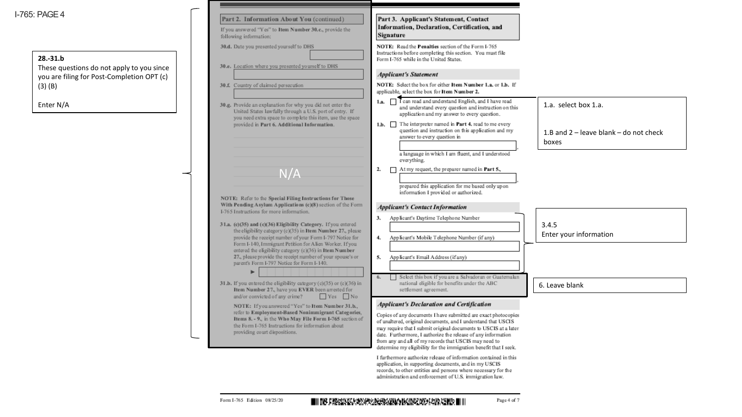I-765: PAGE 4

**28.-31.b**
These questions do not apply to you since you are filing for Post-Completion OPT (c)(3) (B)

Enter N/A

## Part 2. Information About You (continued)

If you answered "Yes" to **Item Number 30.c.**, provide the following information:

**30.d.** Date you presented yourself to DHS

**30.e.** Location where you presented yourself to DHS

**30.f.** Country of claimed persecution

**30.g.** Provide an explanation for why you did not enter the United States lawfully through a U.S. port of entry. If you need extra space to complete this item, use the space provided in **Part 6. Additional Information.**

N/A

**NOTE:** Refer to the **Special Filing Instructions for Those With Pending Asylum Applications (c)(8)** section of the Form I-765 Instructions for more information.

**31.a. (c)(35) and (c)(36) Eligibility Category.** If you entered the eligibility category (c)(35) in **Item Number 27.**, please provide the receipt number of your Form I-797 Notice for Form I-140, Immigrant Petition for Alien Worker. If you entered the eligibility category (c)(36) in **Item Number 27.**, please provide the receipt number of your spouse's or parent's Form I-797 Notice for Form I-140.

**31.b.** If you entered the eligibility category (c)(35) or (c)(36) in **Item Number 27.**, have you **EVER** been arrested for and/or convicted of any crime? ☐ Yes ☐ No

**NOTE:** If you answered "Yes" to **Item Number 31.b.**, refer to **Employment-Based Nonimmigrant Categories, Items 8. - 9.**, in the **Who May File Form I-765** section of the Form I-765 Instructions for information about providing court dispositions.

## Part 3. Applicant's Statement, Contact Information, Declaration, Certification, and Signature

**NOTE:** Read the **Penalties** section of the Form I-765 Instructions before completing this section. You must file Form I-765 while in the United States.

### *Applicant's Statement*

**NOTE:** Select the box for either **Item Number 1.a.** or **1.b.** If applicable, select the box for **Item Number 2.**

**1.a.** ☐ I can read and understand English, and I have read and understand every question and instruction on this application and my answer to every question.

**1.b.** ☐ The interpreter named in **Part 4.** read to me every question and instruction on this application and my answer to every question in ______, a language in which I am fluent, and I understood everything.

**2.** ☐ At my request, the preparer named in **Part 5.**, ______ prepared this application for me based only upon information I provided or authorized.

1.a. select box 1.a.

1.B and 2 – leave blank – do not check boxes

### *Applicant's Contact Information*

**3.** Applicant's Daytime Telephone Number

**4.** Applicant's Mobile Telephone Number (if any)

**5.** Applicant's Email Address (if any)

3.4.5
Enter your information

**6.** ☐ Select this box if you are a Salvadoran or Guatemalan national eligible for benefits under the ABC settlement agreement.

6. Leave blank

### *Applicant's Declaration and Certification*

Copies of any documents I have submitted are exact photocopies of unaltered, original documents, and I understand that USCIS may require that I submit original documents to USCIS at a later date. Furthermore, I authorize the release of any information from any and all of my records that USCIS may need to determine my eligibility for the immigration benefit that I seek.

I furthermore authorize release of information contained in this application, in supporting documents, and in my USCIS records, to other entities and persons where necessary for the administration and enforcement of U.S. immigration law.

Form I-765 Edition 08/25/20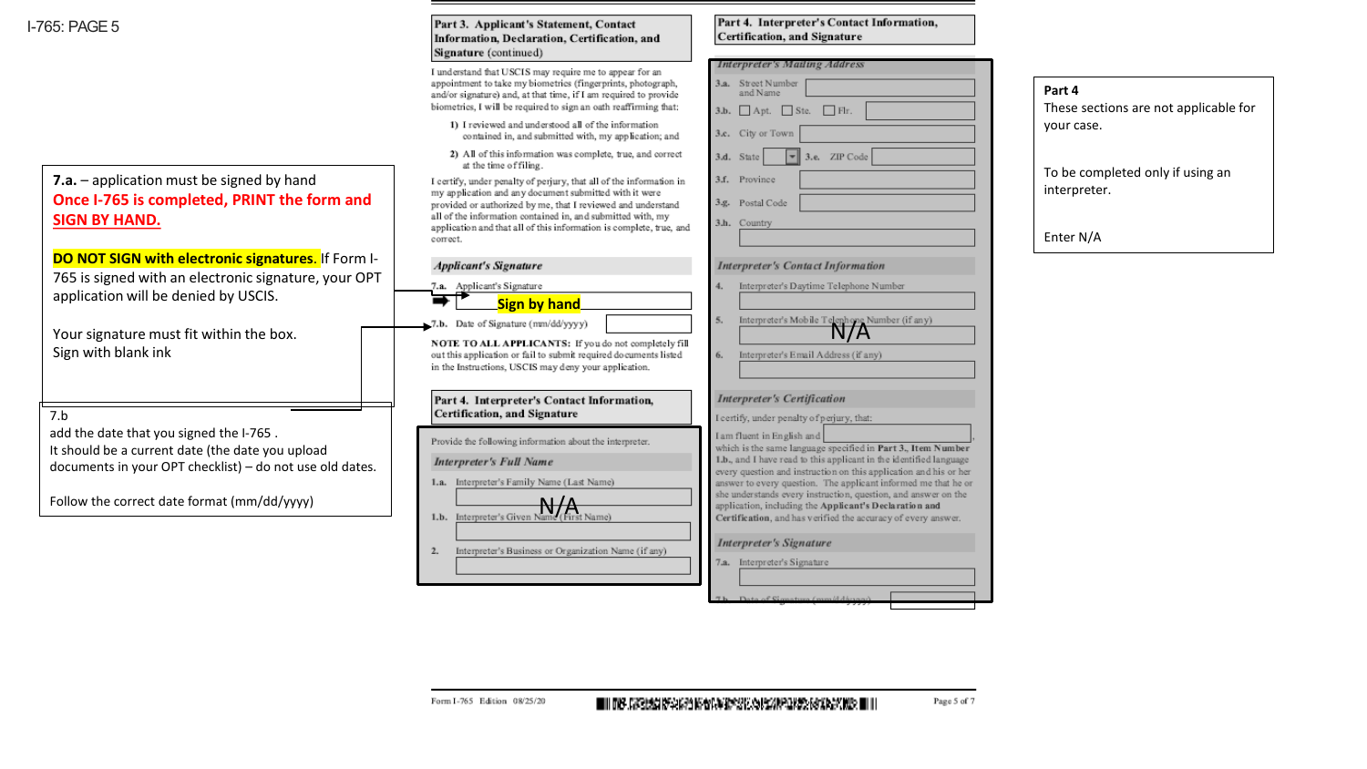I-765: PAGE 5

**7.a.** – application must be signed by hand
**Once I-765 is completed, PRINT the form and SIGN BY HAND.**

**DO NOT SIGN with electronic signatures**. If Form I-765 is signed with an electronic signature, your OPT application will be denied by USCIS.

Your signature must fit within the box.
Sign with blank ink

7.b
add the date that you signed the I-765 .
It should be a current date (the date you upload documents in your OPT checklist) – do not use old dates.

Follow the correct date format (mm/dd/yyyy)

**Part 3. Applicant's Statement, Contact Information, Declaration, Certification, and Signature** (continued)

I understand that USCIS may require me to appear for an appointment to take my biometrics (fingerprints, photograph, and/or signature) and, at that time, if I am required to provide biometrics, I will be required to sign an oath reaffirming that:

1) I reviewed and understood all of the information contained in, and submitted with, my application; and

2) All of this information was complete, true, and correct at the time of filing.

I certify, under penalty of perjury, that all of the information in my application and any document submitted with it were provided or authorized by me, that I reviewed and understand all of the information contained in, and submitted with, my application and that all of this information is complete, true, and correct.

***Applicant's Signature***

**7.a.** Applicant's Signature — **Sign by hand**

**7.b.** Date of Signature (mm/dd/yyyy)

**NOTE TO ALL APPLICANTS:** If you do not completely fill out this application or fail to submit required documents listed in the Instructions, USCIS may deny your application.

**Part 4. Interpreter's Contact Information, Certification, and Signature**

Provide the following information about the interpreter.

***Interpreter's Full Name***

**1.a.** Interpreter's Family Name (Last Name) — N/A

**1.b.** Interpreter's Given Name (First Name)

**2.** Interpreter's Business or Organization Name (if any)

**Part 4. Interpreter's Contact Information, Certification, and Signature**

***Interpreter's Mailing Address***

**3.a.** Street Number and Name

**3.b.** ☐ Apt. ☐ Ste. ☐ Flr.

**3.c.** City or Town

**3.d.** State **3.e.** ZIP Code

**3.f.** Province

**3.g.** Postal Code

**3.h.** Country

***Interpreter's Contact Information***

**4.** Interpreter's Daytime Telephone Number

**5.** Interpreter's Mobile Telephone Number (if any) — N/A

**6.** Interpreter's Email Address (if any)

***Interpreter's Certification***

I certify, under penalty of perjury, that:

I am fluent in English and ______ which is the same language specified in **Part 3., Item Number 1.b.**, and I have read to this applicant in the identified language every question and instruction on this application and his or her answer to every question. The applicant informed me that he or she understands every instruction, question, and answer on the application, including the **Applicant's Declaration and Certification**, and has verified the accuracy of every answer.

***Interpreter's Signature***

**7.a.** Interpreter's Signature

**7.b.** Date of Signature (mm/dd/yyyy)

**Part 4**
These sections are not applicable for your case.

To be completed only if using an interpreter.

Enter N/A

Form I-765 Edition 08/25/20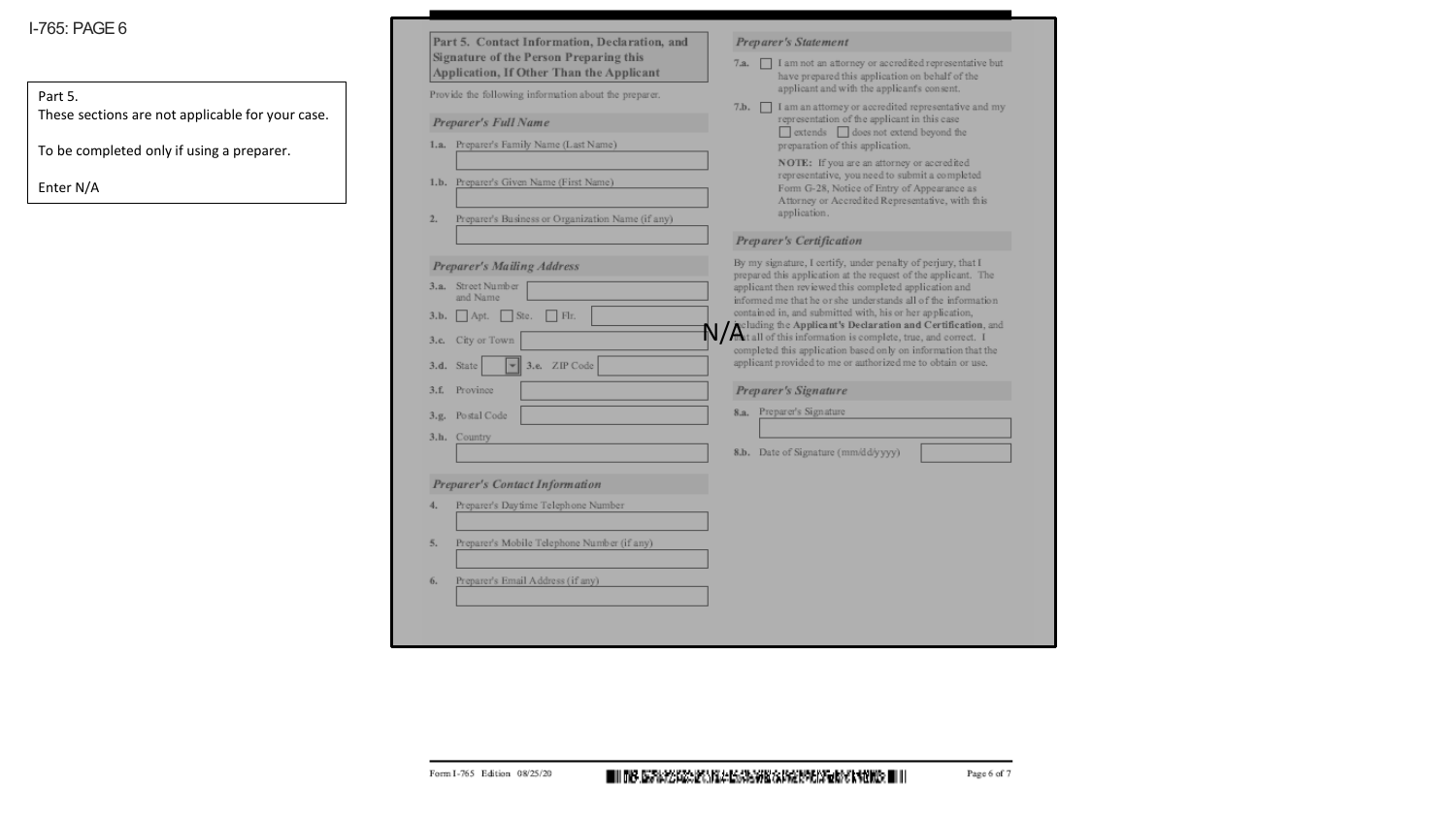# I-765: PAGE 6

Part 5.
These sections are not applicable for your case.

To be completed only if using a preparer.

Enter N/A

## Part 5. Contact Information, Declaration, and Signature of the Person Preparing this Application, If Other Than the Applicant

Provide the following information about the preparer.

### *Preparer's Full Name*

**1.a.** Preparer's Family Name (Last Name)

**1.b.** Preparer's Given Name (First Name)

**2.** Preparer's Business or Organization Name (if any)

### *Preparer's Mailing Address*

**3.a.** Street Number and Name

**3.b.** ☐ Apt. ☐ Ste. ☐ Flr.

**3.c.** City or Town

**3.d.** State **3.e.** ZIP Code

**3.f.** Province

**3.g.** Postal Code

**3.h.** Country

### *Preparer's Contact Information*

**4.** Preparer's Daytime Telephone Number

**5.** Preparer's Mobile Telephone Number (if any)

**6.** Preparer's Email Address (if any)

### *Preparer's Statement*

**7.a.** ☐ I am not an attorney or accredited representative but have prepared this application on behalf of the applicant and with the applicant's consent.

**7.b.** ☐ I am an attorney or accredited representative and my representation of the applicant in this case ☐ extends ☐ does not extend beyond the preparation of this application.

**NOTE:** If you are an attorney or accredited representative, you need to submit a completed Form G-28, Notice of Entry of Appearance as Attorney or Accredited Representative, with this application.

### *Preparer's Certification*

N/A

By my signature, I certify, under penalty of perjury, that I prepared this application at the request of the applicant. The applicant then reviewed this completed application and informed me that he or she understands all of the information contained in, and submitted with, his or her application, including the **Applicant's Declaration and Certification**, and that all of this information is complete, true, and correct. I completed this application based only on information that the applicant provided to me or authorized me to obtain or use.

### *Preparer's Signature*

**8.a.** Preparer's Signature

**8.b.** Date of Signature (mm/dd/yyyy)

Form I-765 Edition 08/25/20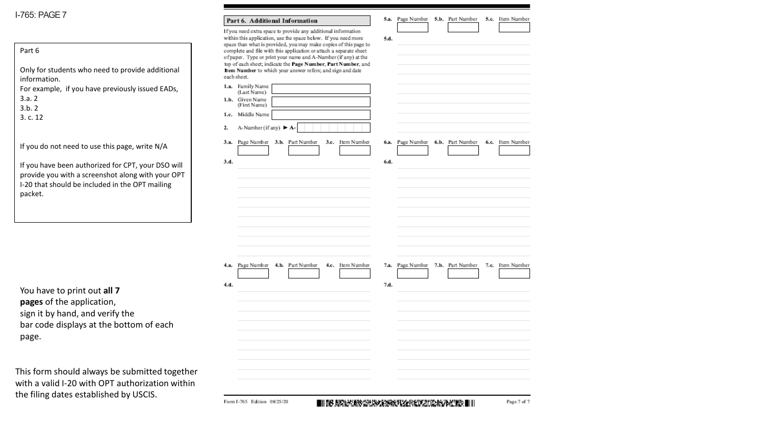# I-765: PAGE 7

Part 6

Only for students who need to provide additional information.
For example, if you have previously issued EADs,
3.a. 2
3.b. 2
3. c. 12

If you do not need to use this page, write N/A

If you have been authorized for CPT, your DSO will provide you with a screenshot along with your OPT I-20 that should be included in the OPT mailing packet.

You have to print out **all 7 pages** of the application, sign it by hand, and verify the bar code displays at the bottom of each page.

This form should always be submitted together with a valid I-20 with OPT authorization within the filing dates established by USCIS.

## Part 6. Additional Information

If you need extra space to provide any additional information within this application, use the space below. If you need more space than what is provided, you may make copies of this page to complete and file with this application or attach a separate sheet of paper. Type or print your name and A-Number (if any) at the top of each sheet; indicate the **Page Number**, **Part Number**, and **Item Number** to which your answer refers; and sign and date each sheet.

1.a. Family Name (Last Name)

1.b. Given Name (First Name)

1.c. Middle Name

2. A-Number (if any) ► A-

3.a. Page Number 3.b. Part Number 3.c. Item Number

3.d.

4.a. Page Number 4.b. Part Number 4.c. Item Number

4.d.

5.a. Page Number 5.b. Part Number 5.c. Item Number

5.d.

6.a. Page Number 6.b. Part Number 6.c. Item Number

6.d.

7.a. Page Number 7.b. Part Number 7.c. Item Number

7.d.

Form I-765 Edition 08/25/20